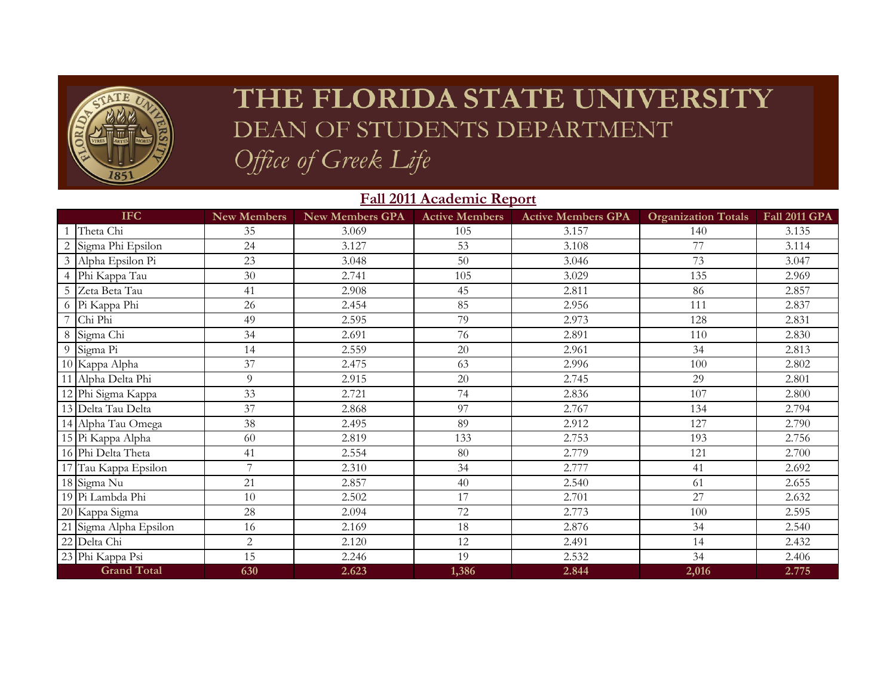# THE FLORIDA STATE UNIVERSITY

## DEAN OF STUDENTS DEPARTMENT

### *Office of Greek Life*

## Fall 2011 Academic Report

| | IFC | New Members | New Members GPA | Active Members | Active Members GPA | Organization Totals | Fall 2011 GPA |
|---|---|---|---|---|---|---|---|
| 1 | Theta Chi | 35 | 3.069 | 105 | 3.157 | 140 | 3.135 |
| 2 | Sigma Phi Epsilon | 24 | 3.127 | 53 | 3.108 | 77 | 3.114 |
| 3 | Alpha Epsilon Pi | 23 | 3.048 | 50 | 3.046 | 73 | 3.047 |
| 4 | Phi Kappa Tau | 30 | 2.741 | 105 | 3.029 | 135 | 2.969 |
| 5 | Zeta Beta Tau | 41 | 2.908 | 45 | 2.811 | 86 | 2.857 |
| 6 | Pi Kappa Phi | 26 | 2.454 | 85 | 2.956 | 111 | 2.837 |
| 7 | Chi Phi | 49 | 2.595 | 79 | 2.973 | 128 | 2.831 |
| 8 | Sigma Chi | 34 | 2.691 | 76 | 2.891 | 110 | 2.830 |
| 9 | Sigma Pi | 14 | 2.559 | 20 | 2.961 | 34 | 2.813 |
| 10 | Kappa Alpha | 37 | 2.475 | 63 | 2.996 | 100 | 2.802 |
| 11 | Alpha Delta Phi | 9 | 2.915 | 20 | 2.745 | 29 | 2.801 |
| 12 | Phi Sigma Kappa | 33 | 2.721 | 74 | 2.836 | 107 | 2.800 |
| 13 | Delta Tau Delta | 37 | 2.868 | 97 | 2.767 | 134 | 2.794 |
| 14 | Alpha Tau Omega | 38 | 2.495 | 89 | 2.912 | 127 | 2.790 |
| 15 | Pi Kappa Alpha | 60 | 2.819 | 133 | 2.753 | 193 | 2.756 |
| 16 | Phi Delta Theta | 41 | 2.554 | 80 | 2.779 | 121 | 2.700 |
| 17 | Tau Kappa Epsilon | 7 | 2.310 | 34 | 2.777 | 41 | 2.692 |
| 18 | Sigma Nu | 21 | 2.857 | 40 | 2.540 | 61 | 2.655 |
| 19 | Pi Lambda Phi | 10 | 2.502 | 17 | 2.701 | 27 | 2.632 |
| 20 | Kappa Sigma | 28 | 2.094 | 72 | 2.773 | 100 | 2.595 |
| 21 | Sigma Alpha Epsilon | 16 | 2.169 | 18 | 2.876 | 34 | 2.540 |
| 22 | Delta Chi | 2 | 2.120 | 12 | 2.491 | 14 | 2.432 |
| 23 | Phi Kappa Psi | 15 | 2.246 | 19 | 2.532 | 34 | 2.406 |
| | **Grand Total** | **630** | **2.623** | **1,386** | **2.844** | **2,016** | **2.775** |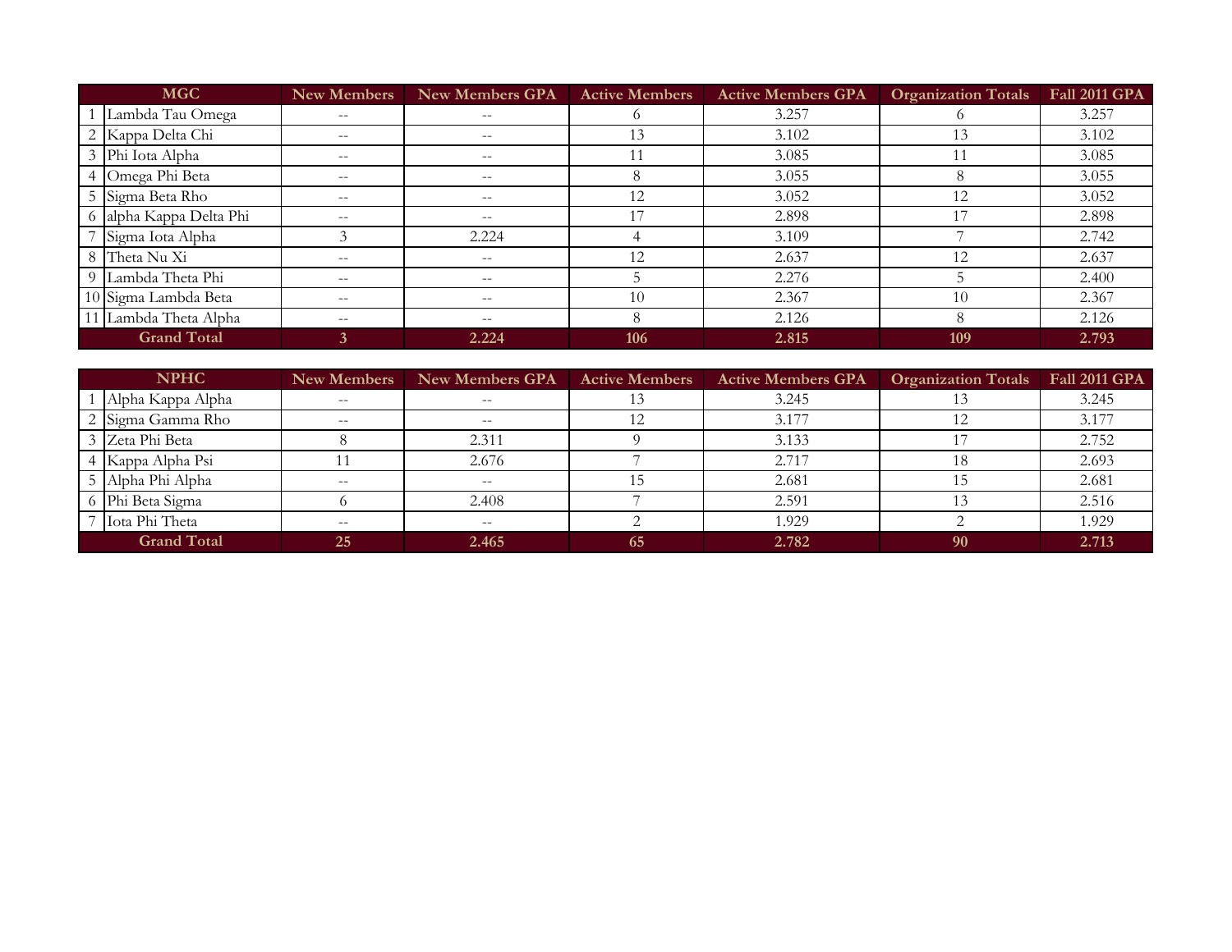| | MGC | New Members | New Members GPA | Active Members | Active Members GPA | Organization Totals | Fall 2011 GPA |
|---|---|---|---|---|---|---|---|
| 1 | Lambda Tau Omega | -- | -- | 6 | 3.257 | 6 | 3.257 |
| 2 | Kappa Delta Chi | -- | -- | 13 | 3.102 | 13 | 3.102 |
| 3 | Phi Iota Alpha | -- | -- | 11 | 3.085 | 11 | 3.085 |
| 4 | Omega Phi Beta | -- | -- | 8 | 3.055 | 8 | 3.055 |
| 5 | Sigma Beta Rho | -- | -- | 12 | 3.052 | 12 | 3.052 |
| 6 | alpha Kappa Delta Phi | -- | -- | 17 | 2.898 | 17 | 2.898 |
| 7 | Sigma Iota Alpha | 3 | 2.224 | 4 | 3.109 | 7 | 2.742 |
| 8 | Theta Nu Xi | -- | -- | 12 | 2.637 | 12 | 2.637 |
| 9 | Lambda Theta Phi | -- | -- | 5 | 2.276 | 5 | 2.400 |
| 10 | Sigma Lambda Beta | -- | -- | 10 | 2.367 | 10 | 2.367 |
| 11 | Lambda Theta Alpha | -- | -- | 8 | 2.126 | 8 | 2.126 |
| | **Grand Total** | **3** | **2.224** | **106** | **2.815** | **109** | **2.793** |

| | NPHC | New Members | New Members GPA | Active Members | Active Members GPA | Organization Totals | Fall 2011 GPA |
|---|---|---|---|---|---|---|---|
| 1 | Alpha Kappa Alpha | -- | -- | 13 | 3.245 | 13 | 3.245 |
| 2 | Sigma Gamma Rho | -- | -- | 12 | 3.177 | 12 | 3.177 |
| 3 | Zeta Phi Beta | 8 | 2.311 | 9 | 3.133 | 17 | 2.752 |
| 4 | Kappa Alpha Psi | 11 | 2.676 | 7 | 2.717 | 18 | 2.693 |
| 5 | Alpha Phi Alpha | -- | -- | 15 | 2.681 | 15 | 2.681 |
| 6 | Phi Beta Sigma | 6 | 2.408 | 7 | 2.591 | 13 | 2.516 |
| 7 | Iota Phi Theta | -- | -- | 2 | 1.929 | 2 | 1.929 |
| | **Grand Total** | **25** | **2.465** | **65** | **2.782** | **90** | **2.713** |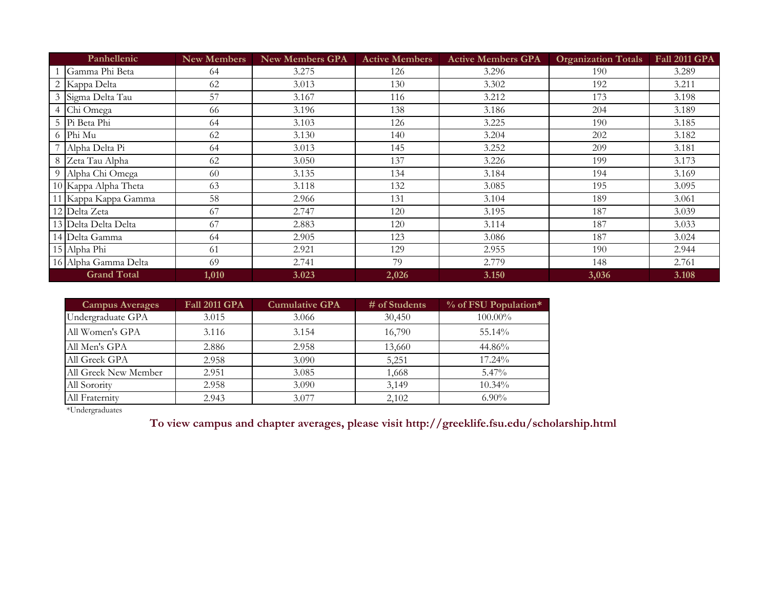| | Panhellenic | New Members | New Members GPA | Active Members | Active Members GPA | Organization Totals | Fall 2011 GPA |
|---|---|---|---|---|---|---|---|
| 1 | Gamma Phi Beta | 64 | 3.275 | 126 | 3.296 | 190 | 3.289 |
| 2 | Kappa Delta | 62 | 3.013 | 130 | 3.302 | 192 | 3.211 |
| 3 | Sigma Delta Tau | 57 | 3.167 | 116 | 3.212 | 173 | 3.198 |
| 4 | Chi Omega | 66 | 3.196 | 138 | 3.186 | 204 | 3.189 |
| 5 | Pi Beta Phi | 64 | 3.103 | 126 | 3.225 | 190 | 3.185 |
| 6 | Phi Mu | 62 | 3.130 | 140 | 3.204 | 202 | 3.182 |
| 7 | Alpha Delta Pi | 64 | 3.013 | 145 | 3.252 | 209 | 3.181 |
| 8 | Zeta Tau Alpha | 62 | 3.050 | 137 | 3.226 | 199 | 3.173 |
| 9 | Alpha Chi Omega | 60 | 3.135 | 134 | 3.184 | 194 | 3.169 |
| 10 | Kappa Alpha Theta | 63 | 3.118 | 132 | 3.085 | 195 | 3.095 |
| 11 | Kappa Kappa Gamma | 58 | 2.966 | 131 | 3.104 | 189 | 3.061 |
| 12 | Delta Zeta | 67 | 2.747 | 120 | 3.195 | 187 | 3.039 |
| 13 | Delta Delta Delta | 67 | 2.883 | 120 | 3.114 | 187 | 3.033 |
| 14 | Delta Gamma | 64 | 2.905 | 123 | 3.086 | 187 | 3.024 |
| 15 | Alpha Phi | 61 | 2.921 | 129 | 2.955 | 190 | 2.944 |
| 16 | Alpha Gamma Delta | 69 | 2.741 | 79 | 2.779 | 148 | 2.761 |
| | **Grand Total** | **1,010** | **3.023** | **2,026** | **3.150** | **3,036** | **3.108** |

| Campus Averages | Fall 2011 GPA | Cumulative GPA | # of Students | % of FSU Population* |
|---|---|---|---|---|
| Undergraduate GPA | 3.015 | 3.066 | 30,450 | 100.00% |
| All Women's GPA | 3.116 | 3.154 | 16,790 | 55.14% |
| All Men's GPA | 2.886 | 2.958 | 13,660 | 44.86% |
| All Greek GPA | 2.958 | 3.090 | 5,251 | 17.24% |
| All Greek New Member | 2.951 | 3.085 | 1,668 | 5.47% |
| All Sorority | 2.958 | 3.090 | 3,149 | 10.34% |
| All Fraternity | 2.943 | 3.077 | 2,102 | 6.90% |

*Undergraduates

**To view campus and chapter averages, please visit http://greeklife.fsu.edu/scholarship.html**